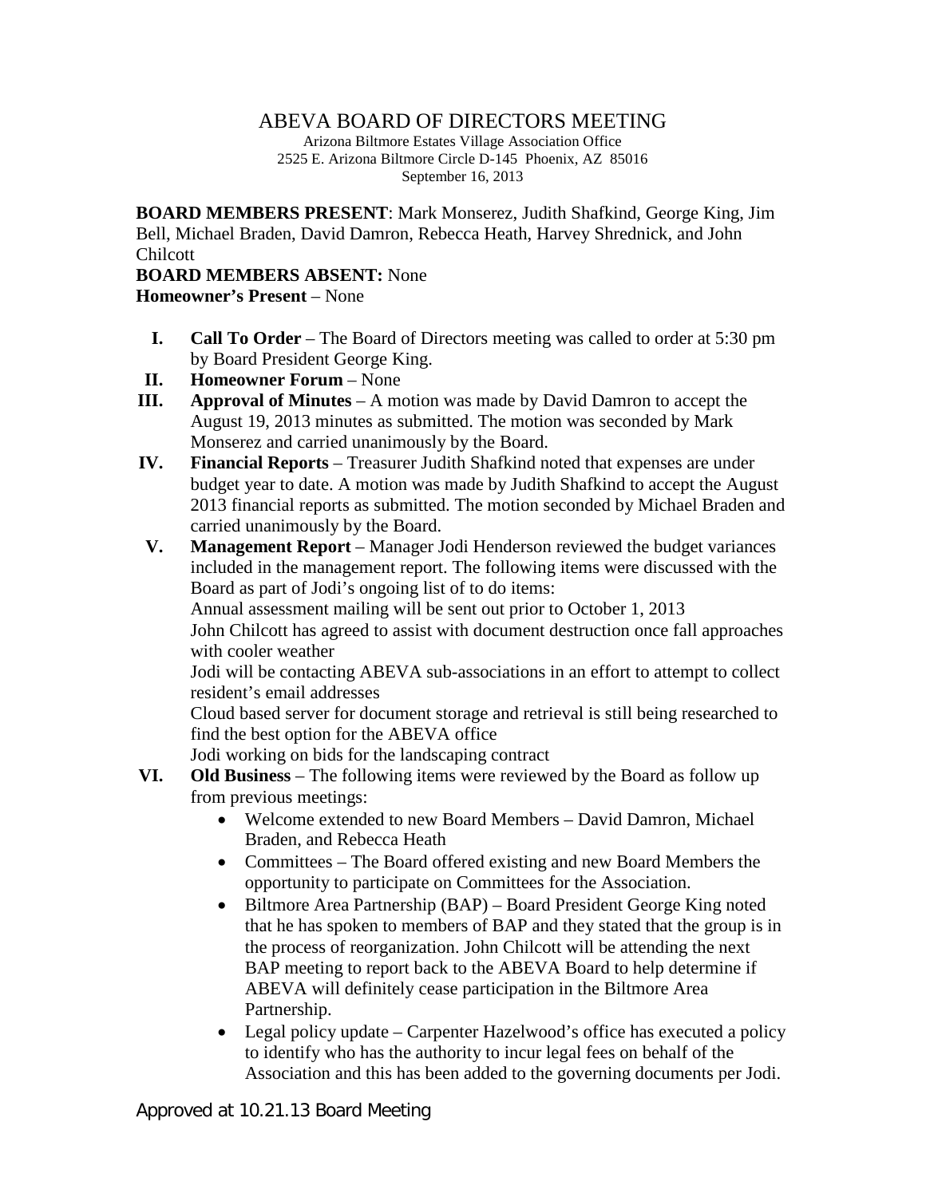# ABEVA BOARD OF DIRECTORS MEETING

Arizona Biltmore Estates Village Association Office
2525 E. Arizona Biltmore Circle D-145 Phoenix, AZ 85016
September 16, 2013

**BOARD MEMBERS PRESENT**: Mark Monserez, Judith Shafkind, George King, Jim Bell, Michael Braden, David Damron, Rebecca Heath, Harvey Shrednick, and John Chilcott

**BOARD MEMBERS ABSENT:** None

**Homeowner's Present** – None

I. **Call To Order** – The Board of Directors meeting was called to order at 5:30 pm by Board President George King.

II. **Homeowner Forum** – None

III. **Approval of Minutes** – A motion was made by David Damron to accept the August 19, 2013 minutes as submitted. The motion was seconded by Mark Monserez and carried unanimously by the Board.

IV. **Financial Reports** – Treasurer Judith Shafkind noted that expenses are under budget year to date. A motion was made by Judith Shafkind to accept the August 2013 financial reports as submitted. The motion seconded by Michael Braden and carried unanimously by the Board.

V. **Management Report** – Manager Jodi Henderson reviewed the budget variances included in the management report. The following items were discussed with the Board as part of Jodi's ongoing list of to do items:
Annual assessment mailing will be sent out prior to October 1, 2013
John Chilcott has agreed to assist with document destruction once fall approaches with cooler weather
Jodi will be contacting ABEVA sub-associations in an effort to attempt to collect resident's email addresses
Cloud based server for document storage and retrieval is still being researched to find the best option for the ABEVA office
Jodi working on bids for the landscaping contract

VI. **Old Business** – The following items were reviewed by the Board as follow up from previous meetings:
   - Welcome extended to new Board Members – David Damron, Michael Braden, and Rebecca Heath
   - Committees – The Board offered existing and new Board Members the opportunity to participate on Committees for the Association.
   - Biltmore Area Partnership (BAP) – Board President George King noted that he has spoken to members of BAP and they stated that the group is in the process of reorganization. John Chilcott will be attending the next BAP meeting to report back to the ABEVA Board to help determine if ABEVA will definitely cease participation in the Biltmore Area Partnership.
   - Legal policy update – Carpenter Hazelwood's office has executed a policy to identify who has the authority to incur legal fees on behalf of the Association and this has been added to the governing documents per Jodi.

Approved at 10.21.13 Board Meeting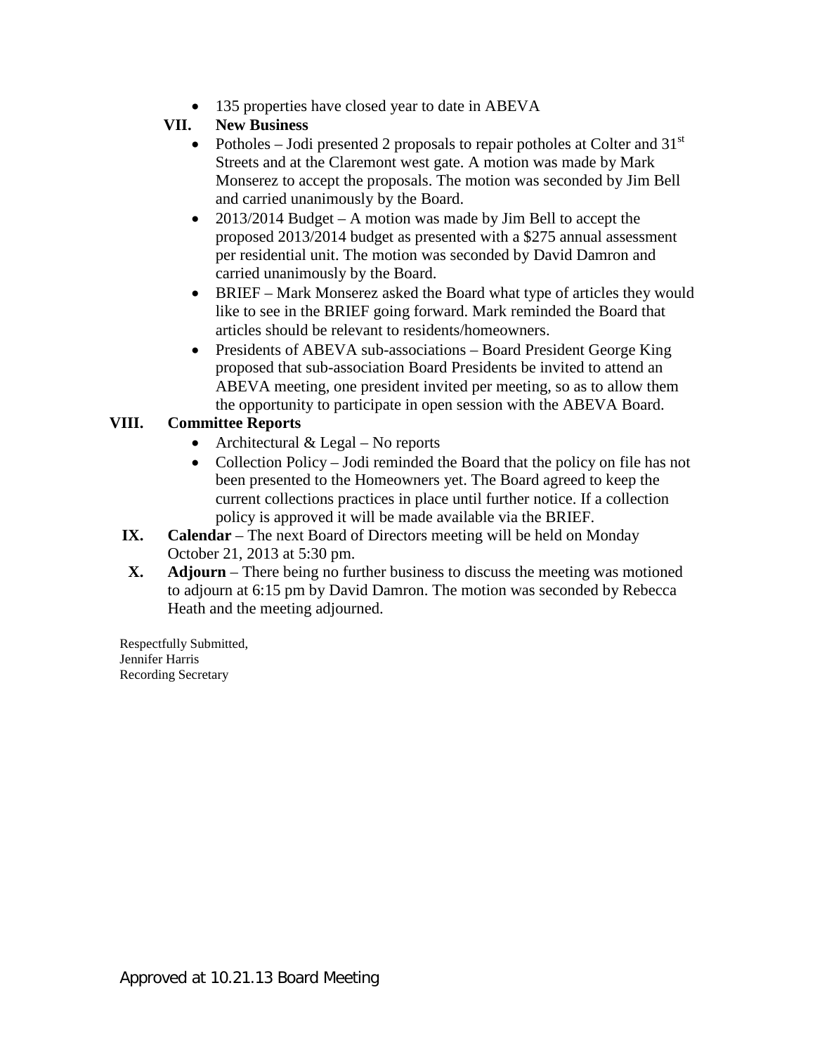- 135 properties have closed year to date in ABEVA

**VII. New Business**

- Potholes – Jodi presented 2 proposals to repair potholes at Colter and 31st Streets and at the Claremont west gate. A motion was made by Mark Monserez to accept the proposals. The motion was seconded by Jim Bell and carried unanimously by the Board.
- 2013/2014 Budget – A motion was made by Jim Bell to accept the proposed 2013/2014 budget as presented with a $275 annual assessment per residential unit. The motion was seconded by David Damron and carried unanimously by the Board.
- BRIEF – Mark Monserez asked the Board what type of articles they would like to see in the BRIEF going forward. Mark reminded the Board that articles should be relevant to residents/homeowners.
- Presidents of ABEVA sub-associations – Board President George King proposed that sub-association Board Presidents be invited to attend an ABEVA meeting, one president invited per meeting, so as to allow them the opportunity to participate in open session with the ABEVA Board.

**VIII. Committee Reports**

- Architectural & Legal – No reports
- Collection Policy – Jodi reminded the Board that the policy on file has not been presented to the Homeowners yet. The Board agreed to keep the current collections practices in place until further notice. If a collection policy is approved it will be made available via the BRIEF.

**IX. Calendar** – The next Board of Directors meeting will be held on Monday October 21, 2013 at 5:30 pm.

**X. Adjourn** – There being no further business to discuss the meeting was motioned to adjourn at 6:15 pm by David Damron. The motion was seconded by Rebecca Heath and the meeting adjourned.

Respectfully Submitted,
Jennifer Harris
Recording Secretary

Approved at 10.21.13 Board Meeting